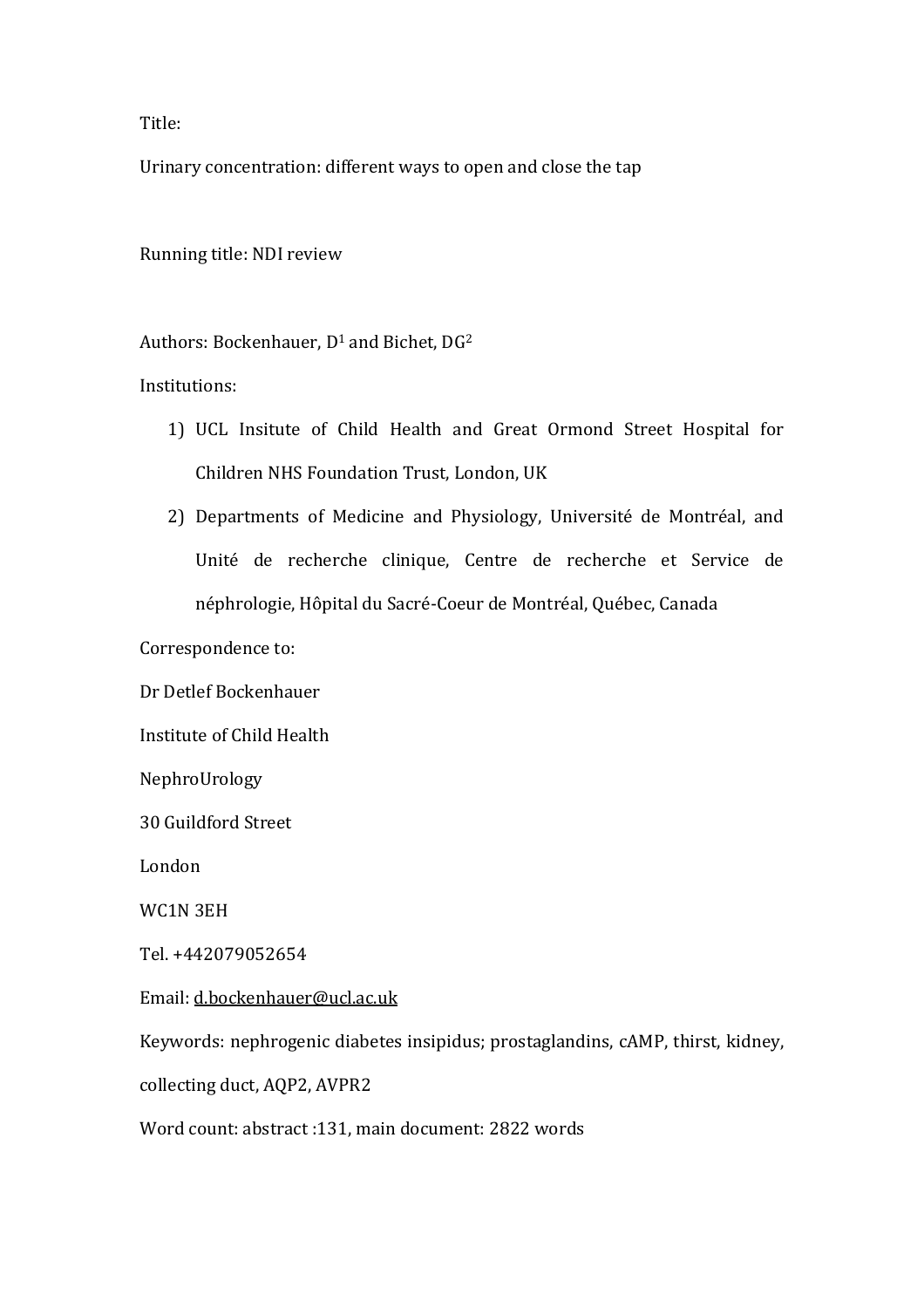Title:

Urinary concentration: different ways to open and close the tap

Running title: NDI review

Authors: Bockenhauer, D[1] and Bichet, DG[2]

Institutions:

1) UCL Insitute of Child Health and Great Ormond Street Hospital for Children NHS Foundation Trust, London, UK
2) Departments of Medicine and Physiology, Université de Montréal, and Unité de recherche clinique, Centre de recherche et Service de néphrologie, Hôpital du Sacré-Coeur de Montréal, Québec, Canada

Correspondence to:

Dr Detlef Bockenhauer

Institute of Child Health

NephroUrology

30 Guildford Street

London

WC1N 3EH

Tel. +442079052654

Email: d.bockenhauer@ucl.ac.uk

Keywords: nephrogenic diabetes insipidus; prostaglandins, cAMP, thirst, kidney, collecting duct, AQP2, AVPR2

Word count: abstract :131, main document: 2822 words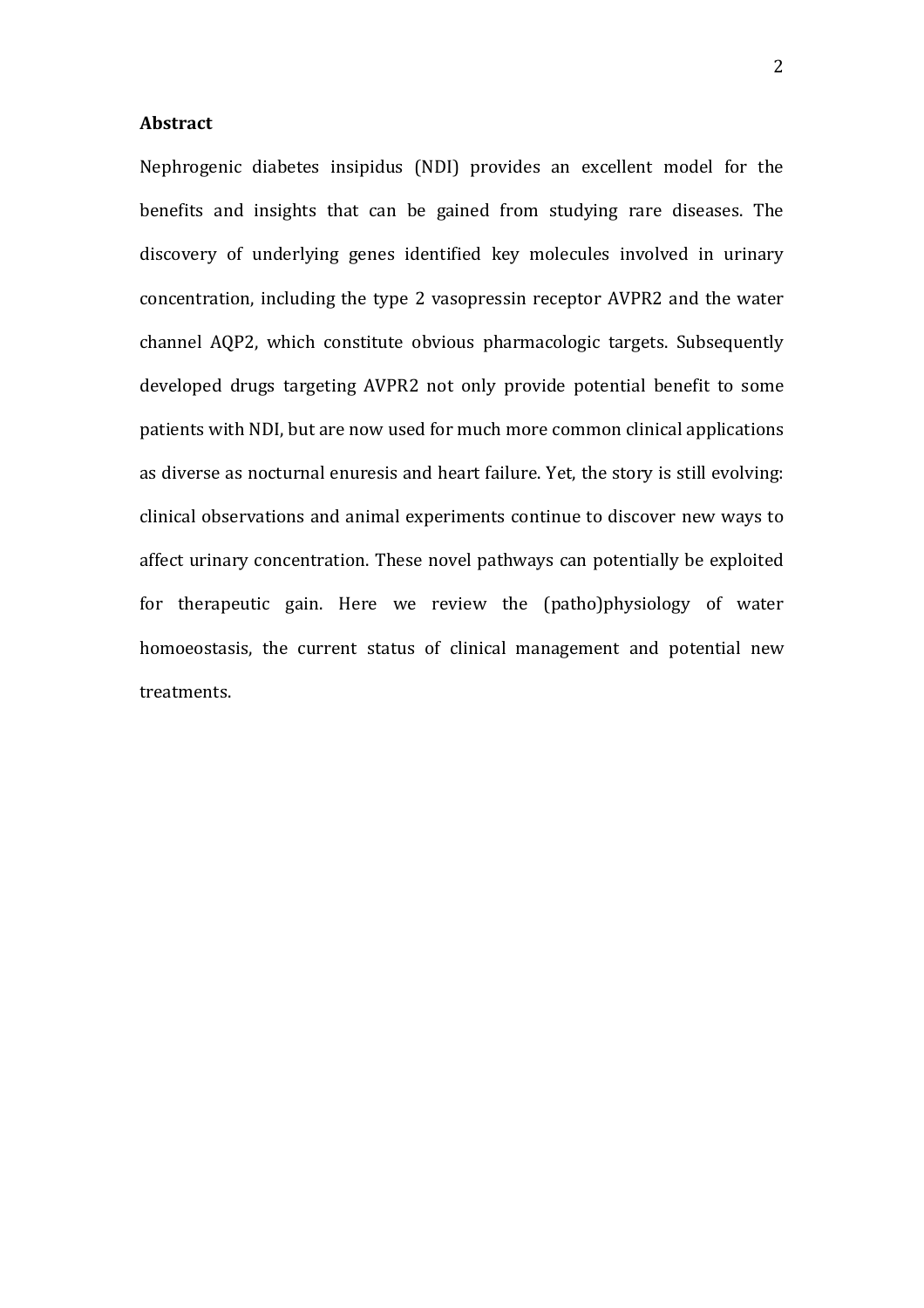## Abstract

Nephrogenic diabetes insipidus (NDI) provides an excellent model for the benefits and insights that can be gained from studying rare diseases. The discovery of underlying genes identified key molecules involved in urinary concentration, including the type 2 vasopressin receptor AVPR2 and the water channel AQP2, which constitute obvious pharmacologic targets. Subsequently developed drugs targeting AVPR2 not only provide potential benefit to some patients with NDI, but are now used for much more common clinical applications as diverse as nocturnal enuresis and heart failure. Yet, the story is still evolving: clinical observations and animal experiments continue to discover new ways to affect urinary concentration. These novel pathways can potentially be exploited for therapeutic gain. Here we review the (patho)physiology of water homoeostasis, the current status of clinical management and potential new treatments.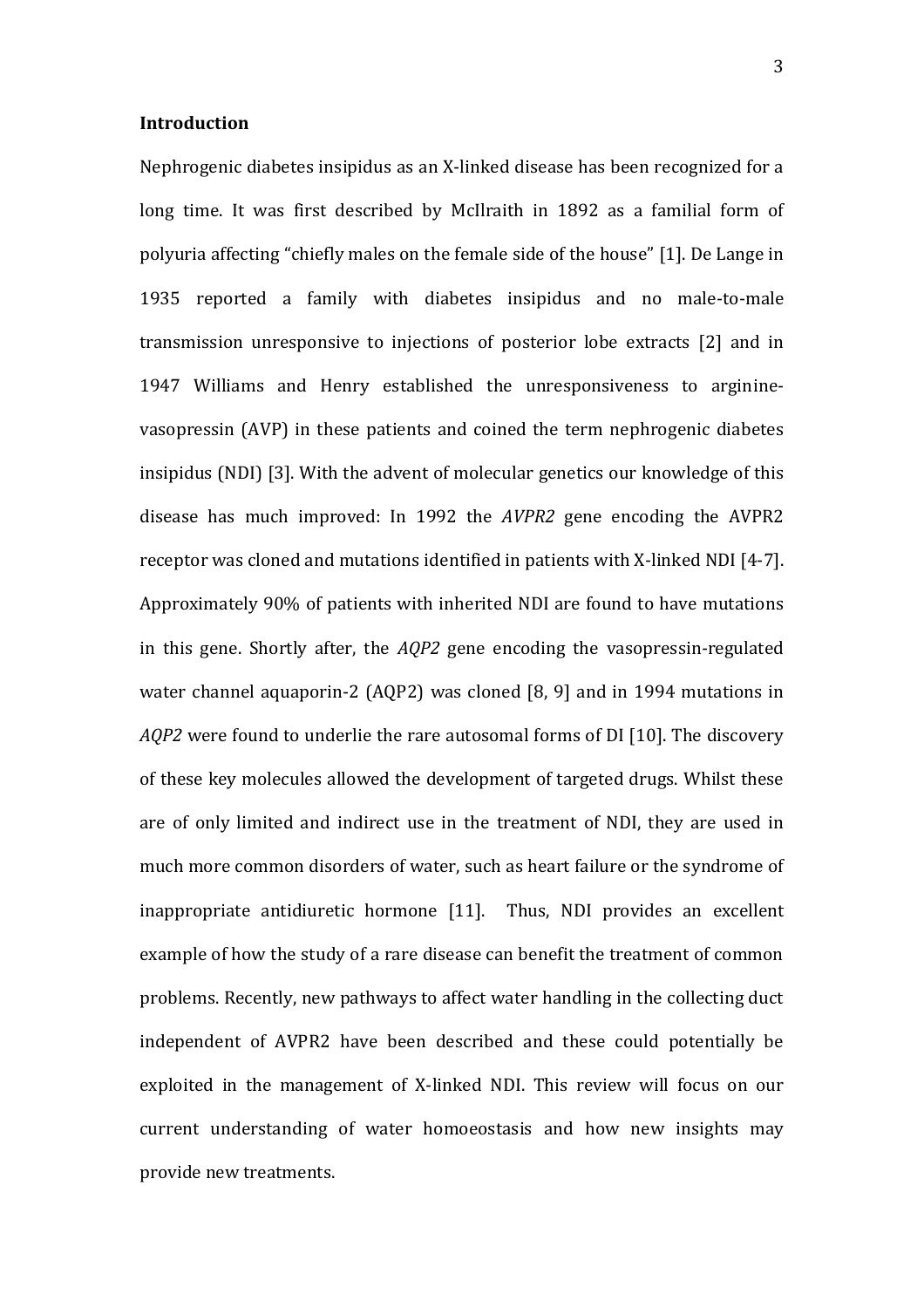## Introduction

Nephrogenic diabetes insipidus as an X-linked disease has been recognized for a long time. It was first described by McIlraith in 1892 as a familial form of polyuria affecting "chiefly males on the female side of the house" [1]. De Lange in 1935 reported a family with diabetes insipidus and no male-to-male transmission unresponsive to injections of posterior lobe extracts [2] and in 1947 Williams and Henry established the unresponsiveness to arginine-vasopressin (AVP) in these patients and coined the term nephrogenic diabetes insipidus (NDI) [3]. With the advent of molecular genetics our knowledge of this disease has much improved: In 1992 the *AVPR2* gene encoding the AVPR2 receptor was cloned and mutations identified in patients with X-linked NDI [4-7]. Approximately 90% of patients with inherited NDI are found to have mutations in this gene. Shortly after, the *AQP2* gene encoding the vasopressin-regulated water channel aquaporin-2 (AQP2) was cloned [8, 9] and in 1994 mutations in *AQP2* were found to underlie the rare autosomal forms of DI [10]. The discovery of these key molecules allowed the development of targeted drugs. Whilst these are of only limited and indirect use in the treatment of NDI, they are used in much more common disorders of water, such as heart failure or the syndrome of inappropriate antidiuretic hormone [11]. Thus, NDI provides an excellent example of how the study of a rare disease can benefit the treatment of common problems. Recently, new pathways to affect water handling in the collecting duct independent of AVPR2 have been described and these could potentially be exploited in the management of X-linked NDI. This review will focus on our current understanding of water homoeostasis and how new insights may provide new treatments.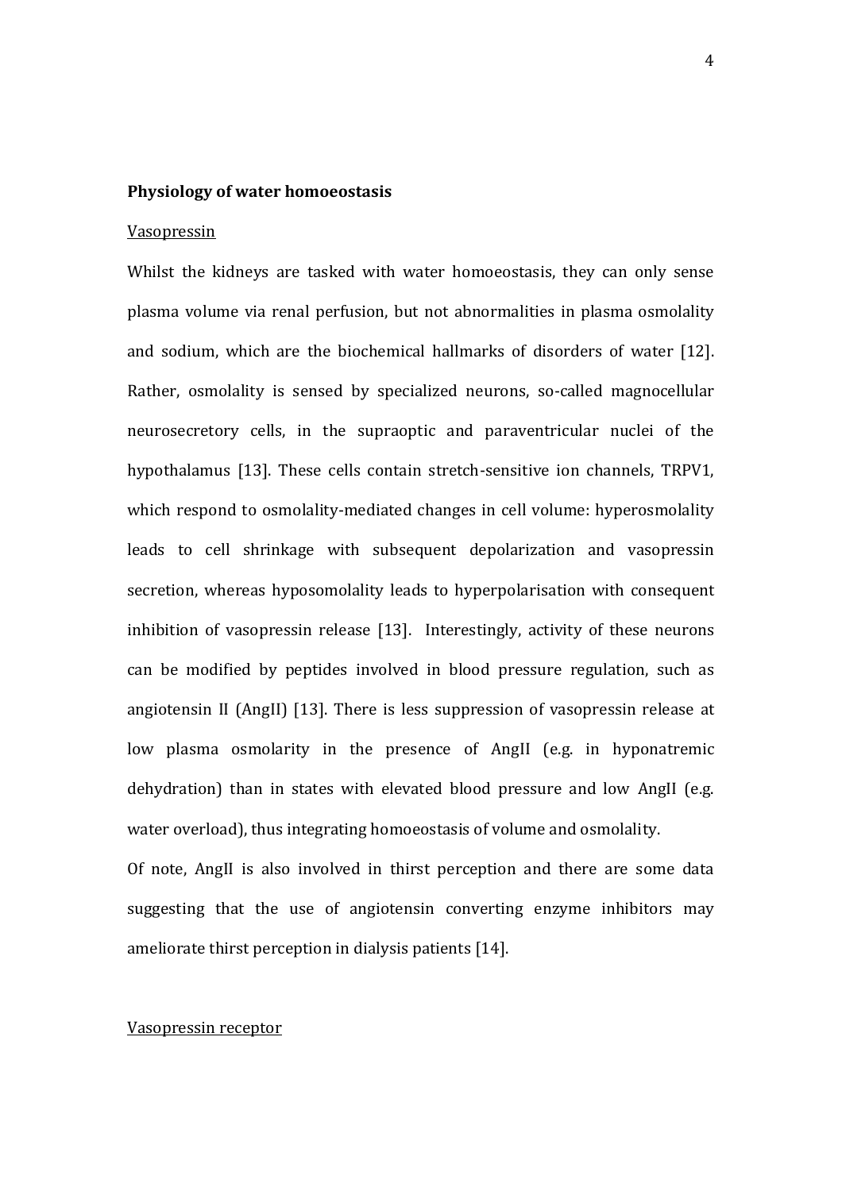**Physiology of water homoeostasis**

Vasopressin

Whilst the kidneys are tasked with water homoeostasis, they can only sense plasma volume via renal perfusion, but not abnormalities in plasma osmolality and sodium, which are the biochemical hallmarks of disorders of water [12]. Rather, osmolality is sensed by specialized neurons, so-called magnocellular neurosecretory cells, in the supraoptic and paraventricular nuclei of the hypothalamus [13]. These cells contain stretch-sensitive ion channels, TRPV1, which respond to osmolality-mediated changes in cell volume: hyperosmolality leads to cell shrinkage with subsequent depolarization and vasopressin secretion, whereas hyposomolality leads to hyperpolarisation with consequent inhibition of vasopressin release [13]. Interestingly, activity of these neurons can be modified by peptides involved in blood pressure regulation, such as angiotensin II (AngII) [13]. There is less suppression of vasopressin release at low plasma osmolarity in the presence of AngII (e.g. in hyponatremic dehydration) than in states with elevated blood pressure and low AngII (e.g. water overload), thus integrating homoeostasis of volume and osmolality.

Of note, AngII is also involved in thirst perception and there are some data suggesting that the use of angiotensin converting enzyme inhibitors may ameliorate thirst perception in dialysis patients [14].

Vasopressin receptor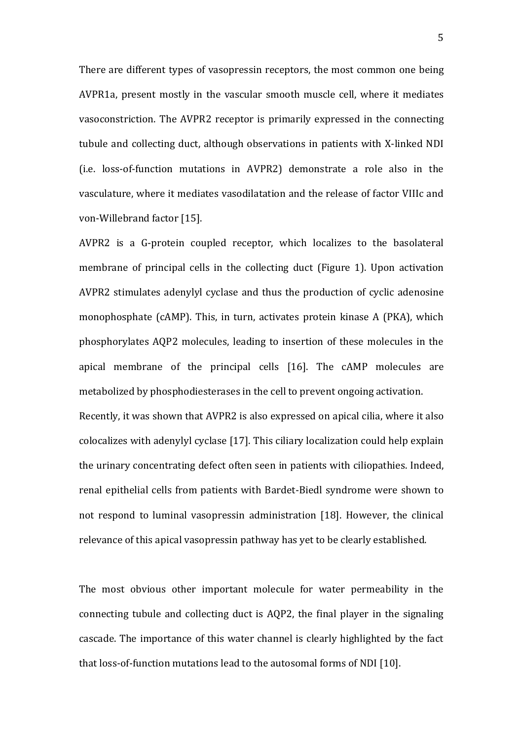There are different types of vasopressin receptors, the most common one being AVPR1a, present mostly in the vascular smooth muscle cell, where it mediates vasoconstriction. The AVPR2 receptor is primarily expressed in the connecting tubule and collecting duct, although observations in patients with X-linked NDI (i.e. loss-of-function mutations in AVPR2) demonstrate a role also in the vasculature, where it mediates vasodilatation and the release of factor VIIIc and von-Willebrand factor [15].

AVPR2 is a G-protein coupled receptor, which localizes to the basolateral membrane of principal cells in the collecting duct (Figure 1). Upon activation AVPR2 stimulates adenylyl cyclase and thus the production of cyclic adenosine monophosphate (cAMP). This, in turn, activates protein kinase A (PKA), which phosphorylates AQP2 molecules, leading to insertion of these molecules in the apical membrane of the principal cells [16]. The cAMP molecules are metabolized by phosphodiesterases in the cell to prevent ongoing activation.

Recently, it was shown that AVPR2 is also expressed on apical cilia, where it also colocalizes with adenylyl cyclase [17]. This ciliary localization could help explain the urinary concentrating defect often seen in patients with ciliopathies. Indeed, renal epithelial cells from patients with Bardet-Biedl syndrome were shown to not respond to luminal vasopressin administration [18]. However, the clinical relevance of this apical vasopressin pathway has yet to be clearly established.

The most obvious other important molecule for water permeability in the connecting tubule and collecting duct is AQP2, the final player in the signaling cascade. The importance of this water channel is clearly highlighted by the fact that loss-of-function mutations lead to the autosomal forms of NDI [10].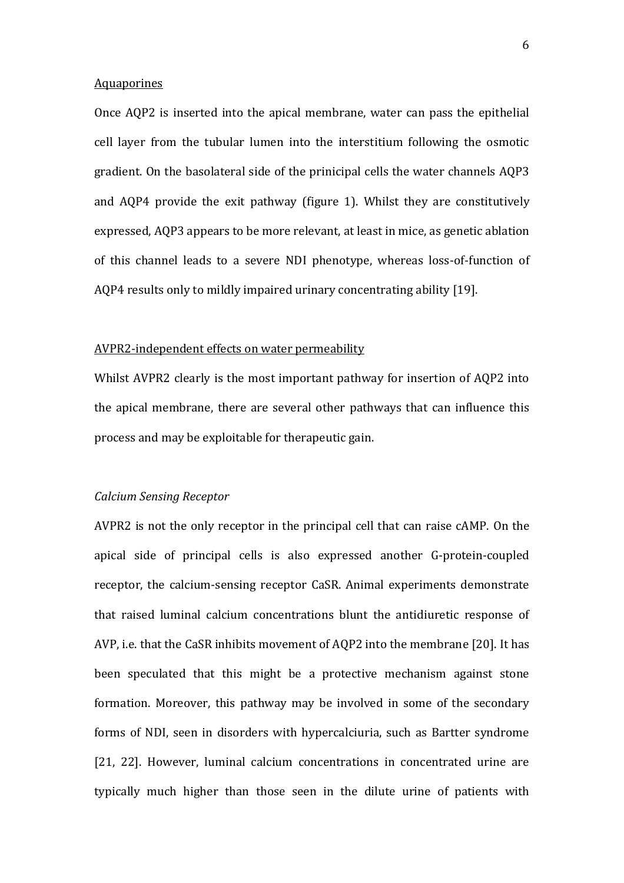Aquaporines

Once AQP2 is inserted into the apical membrane, water can pass the epithelial cell layer from the tubular lumen into the interstitium following the osmotic gradient. On the basolateral side of the prinicipal cells the water channels AQP3 and AQP4 provide the exit pathway (figure 1). Whilst they are constitutively expressed, AQP3 appears to be more relevant, at least in mice, as genetic ablation of this channel leads to a severe NDI phenotype, whereas loss-of-function of AQP4 results only to mildly impaired urinary concentrating ability [19].

AVPR2-independent effects on water permeability

Whilst AVPR2 clearly is the most important pathway for insertion of AQP2 into the apical membrane, there are several other pathways that can influence this process and may be exploitable for therapeutic gain.

*Calcium Sensing Receptor*

AVPR2 is not the only receptor in the principal cell that can raise cAMP. On the apical side of principal cells is also expressed another G-protein-coupled receptor, the calcium-sensing receptor CaSR. Animal experiments demonstrate that raised luminal calcium concentrations blunt the antidiuretic response of AVP, i.e. that the CaSR inhibits movement of AQP2 into the membrane [20]. It has been speculated that this might be a protective mechanism against stone formation. Moreover, this pathway may be involved in some of the secondary forms of NDI, seen in disorders with hypercalciuria, such as Bartter syndrome [21, 22]. However, luminal calcium concentrations in concentrated urine are typically much higher than those seen in the dilute urine of patients with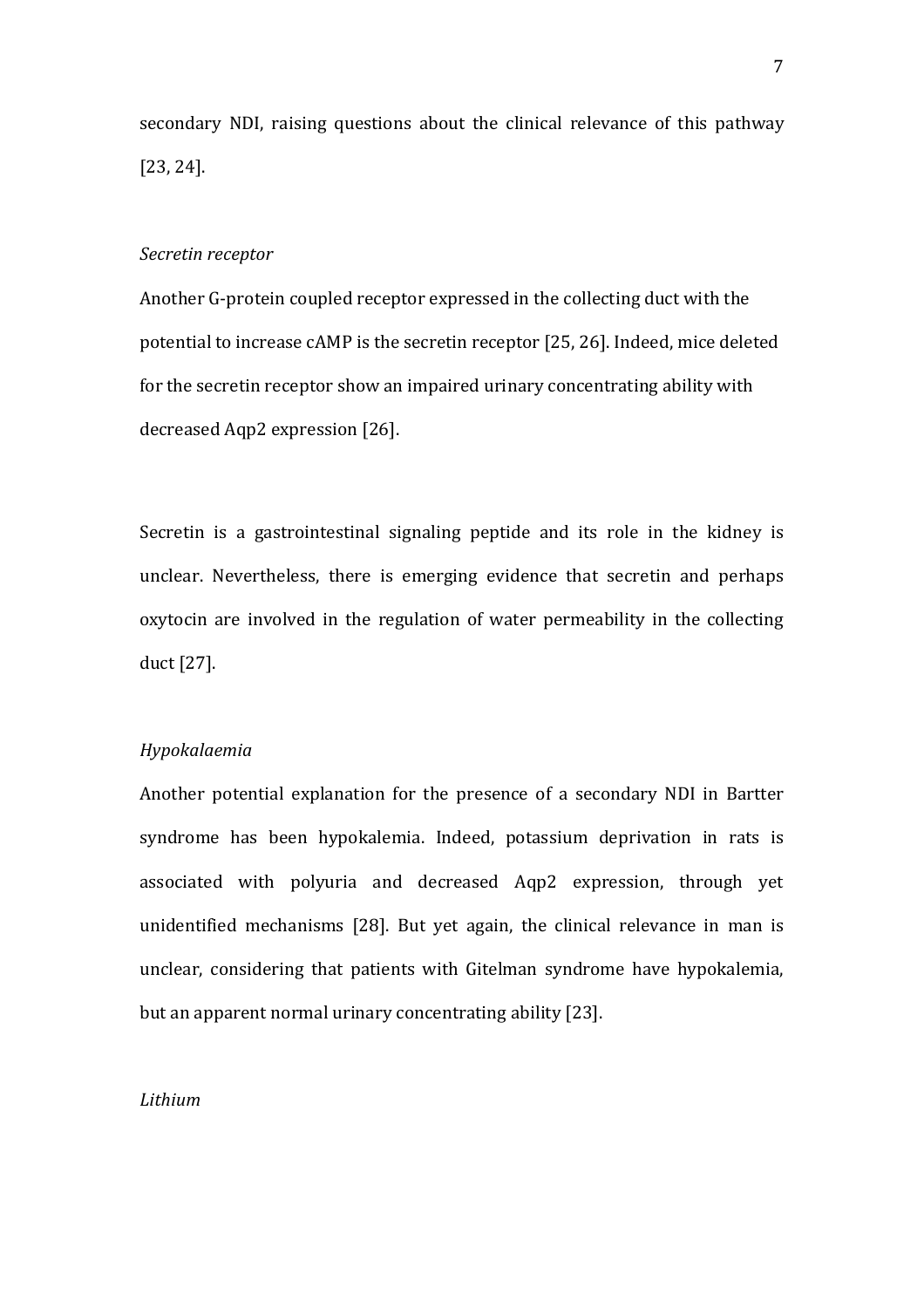secondary NDI, raising questions about the clinical relevance of this pathway [23, 24].

*Secretin receptor*

Another G-protein coupled receptor expressed in the collecting duct with the potential to increase cAMP is the secretin receptor [25, 26]. Indeed, mice deleted for the secretin receptor show an impaired urinary concentrating ability with decreased Aqp2 expression [26].

Secretin is a gastrointestinal signaling peptide and its role in the kidney is unclear. Nevertheless, there is emerging evidence that secretin and perhaps oxytocin are involved in the regulation of water permeability in the collecting duct [27].

*Hypokalaemia*

Another potential explanation for the presence of a secondary NDI in Bartter syndrome has been hypokalemia. Indeed, potassium deprivation in rats is associated with polyuria and decreased Aqp2 expression, through yet unidentified mechanisms [28]. But yet again, the clinical relevance in man is unclear, considering that patients with Gitelman syndrome have hypokalemia, but an apparent normal urinary concentrating ability [23].

*Lithium*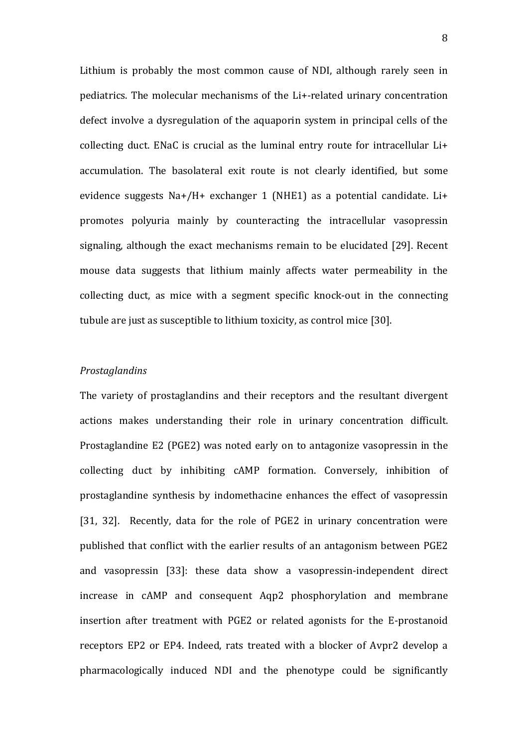Lithium is probably the most common cause of NDI, although rarely seen in pediatrics. The molecular mechanisms of the Li+-related urinary concentration defect involve a dysregulation of the aquaporin system in principal cells of the collecting duct. ENaC is crucial as the luminal entry route for intracellular Li+ accumulation. The basolateral exit route is not clearly identified, but some evidence suggests Na+/H+ exchanger 1 (NHE1) as a potential candidate. Li+ promotes polyuria mainly by counteracting the intracellular vasopressin signaling, although the exact mechanisms remain to be elucidated [29]. Recent mouse data suggests that lithium mainly affects water permeability in the collecting duct, as mice with a segment specific knock-out in the connecting tubule are just as susceptible to lithium toxicity, as control mice [30].

*Prostaglandins*

The variety of prostaglandins and their receptors and the resultant divergent actions makes understanding their role in urinary concentration difficult. Prostaglandine E2 (PGE2) was noted early on to antagonize vasopressin in the collecting duct by inhibiting cAMP formation. Conversely, inhibition of prostaglandine synthesis by indomethacine enhances the effect of vasopressin [31, 32]. Recently, data for the role of PGE2 in urinary concentration were published that conflict with the earlier results of an antagonism between PGE2 and vasopressin [33]: these data show a vasopressin-independent direct increase in cAMP and consequent Aqp2 phosphorylation and membrane insertion after treatment with PGE2 or related agonists for the E-prostanoid receptors EP2 or EP4. Indeed, rats treated with a blocker of Avpr2 develop a pharmacologically induced NDI and the phenotype could be significantly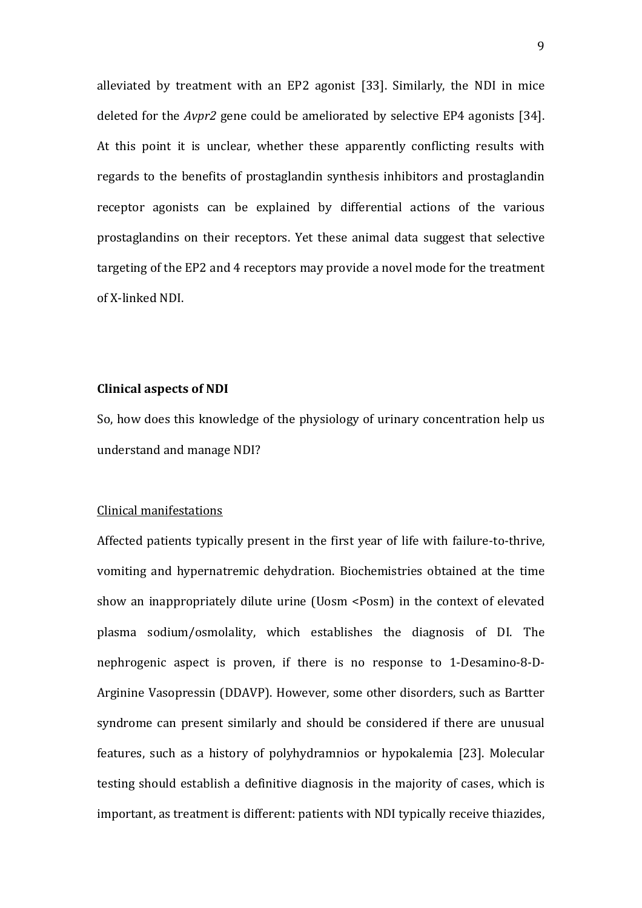alleviated by treatment with an EP2 agonist [33]. Similarly, the NDI in mice deleted for the *Avpr2* gene could be ameliorated by selective EP4 agonists [34]. At this point it is unclear, whether these apparently conflicting results with regards to the benefits of prostaglandin synthesis inhibitors and prostaglandin receptor agonists can be explained by differential actions of the various prostaglandins on their receptors. Yet these animal data suggest that selective targeting of the EP2 and 4 receptors may provide a novel mode for the treatment of X-linked NDI.

**Clinical aspects of NDI**

So, how does this knowledge of the physiology of urinary concentration help us understand and manage NDI?

<u>Clinical manifestations</u>

Affected patients typically present in the first year of life with failure-to-thrive, vomiting and hypernatremic dehydration. Biochemistries obtained at the time show an inappropriately dilute urine (Uosm <Posm) in the context of elevated plasma sodium/osmolality, which establishes the diagnosis of DI. The nephrogenic aspect is proven, if there is no response to 1-Desamino-8-D-Arginine Vasopressin (DDAVP). However, some other disorders, such as Bartter syndrome can present similarly and should be considered if there are unusual features, such as a history of polyhydramnios or hypokalemia [23]. Molecular testing should establish a definitive diagnosis in the majority of cases, which is important, as treatment is different: patients with NDI typically receive thiazides,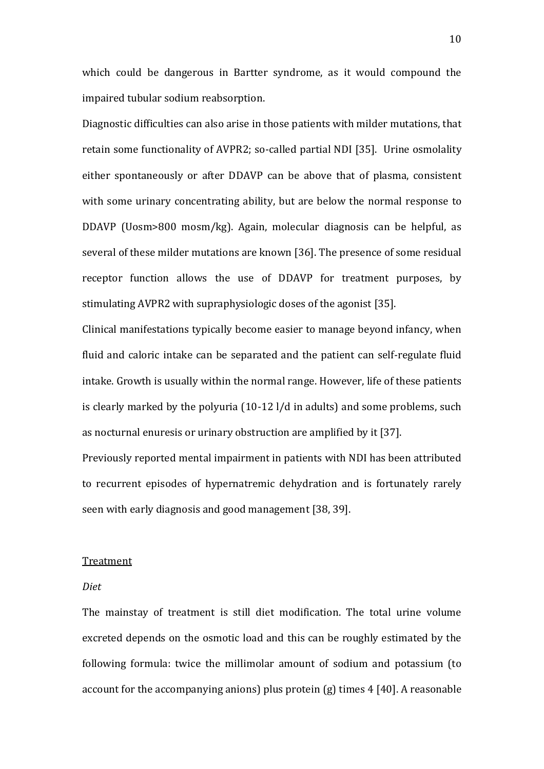which could be dangerous in Bartter syndrome, as it would compound the impaired tubular sodium reabsorption.

Diagnostic difficulties can also arise in those patients with milder mutations, that retain some functionality of AVPR2; so-called partial NDI [35]. Urine osmolality either spontaneously or after DDAVP can be above that of plasma, consistent with some urinary concentrating ability, but are below the normal response to DDAVP (Uosm>800 mosm/kg). Again, molecular diagnosis can be helpful, as several of these milder mutations are known [36]. The presence of some residual receptor function allows the use of DDAVP for treatment purposes, by stimulating AVPR2 with supraphysiologic doses of the agonist [35].

Clinical manifestations typically become easier to manage beyond infancy, when fluid and caloric intake can be separated and the patient can self-regulate fluid intake. Growth is usually within the normal range. However, life of these patients is clearly marked by the polyuria (10-12 l/d in adults) and some problems, such as nocturnal enuresis or urinary obstruction are amplified by it [37].

Previously reported mental impairment in patients with NDI has been attributed to recurrent episodes of hypernatremic dehydration and is fortunately rarely seen with early diagnosis and good management [38, 39].

## Treatment

### *Diet*

The mainstay of treatment is still diet modification. The total urine volume excreted depends on the osmotic load and this can be roughly estimated by the following formula: twice the millimolar amount of sodium and potassium (to account for the accompanying anions) plus protein (g) times 4 [40]. A reasonable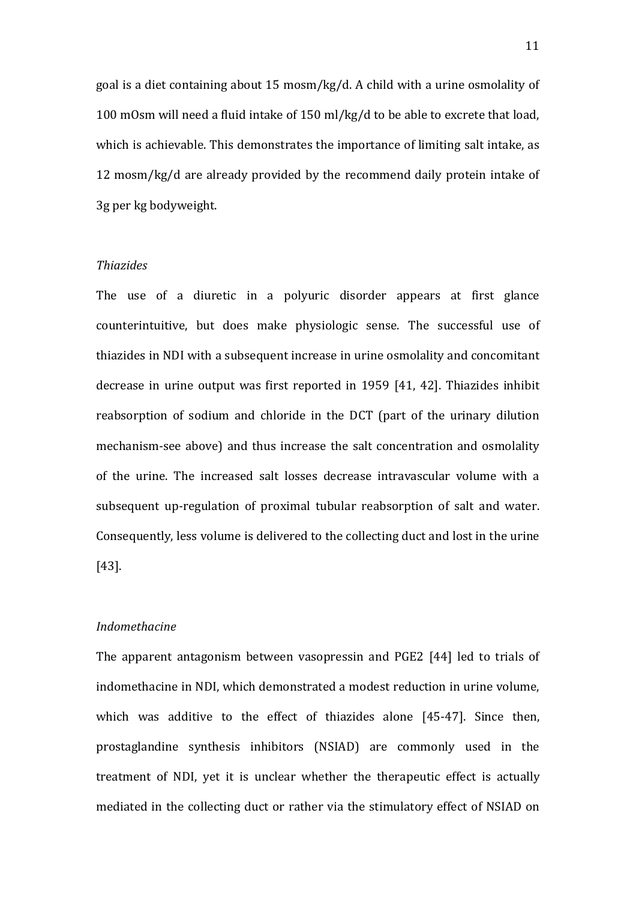goal is a diet containing about 15 mosm/kg/d. A child with a urine osmolality of 100 mOsm will need a fluid intake of 150 ml/kg/d to be able to excrete that load, which is achievable. This demonstrates the importance of limiting salt intake, as 12 mosm/kg/d are already provided by the recommend daily protein intake of 3g per kg bodyweight.

*Thiazides*

The use of a diuretic in a polyuric disorder appears at first glance counterintuitive, but does make physiologic sense. The successful use of thiazides in NDI with a subsequent increase in urine osmolality and concomitant decrease in urine output was first reported in 1959 [41, 42]. Thiazides inhibit reabsorption of sodium and chloride in the DCT (part of the urinary dilution mechanism-see above) and thus increase the salt concentration and osmolality of the urine. The increased salt losses decrease intravascular volume with a subsequent up-regulation of proximal tubular reabsorption of salt and water. Consequently, less volume is delivered to the collecting duct and lost in the urine [43].

*Indomethacine*

The apparent antagonism between vasopressin and PGE2 [44] led to trials of indomethacine in NDI, which demonstrated a modest reduction in urine volume, which was additive to the effect of thiazides alone [45-47]. Since then, prostaglandine synthesis inhibitors (NSIAD) are commonly used in the treatment of NDI, yet it is unclear whether the therapeutic effect is actually mediated in the collecting duct or rather via the stimulatory effect of NSIAD on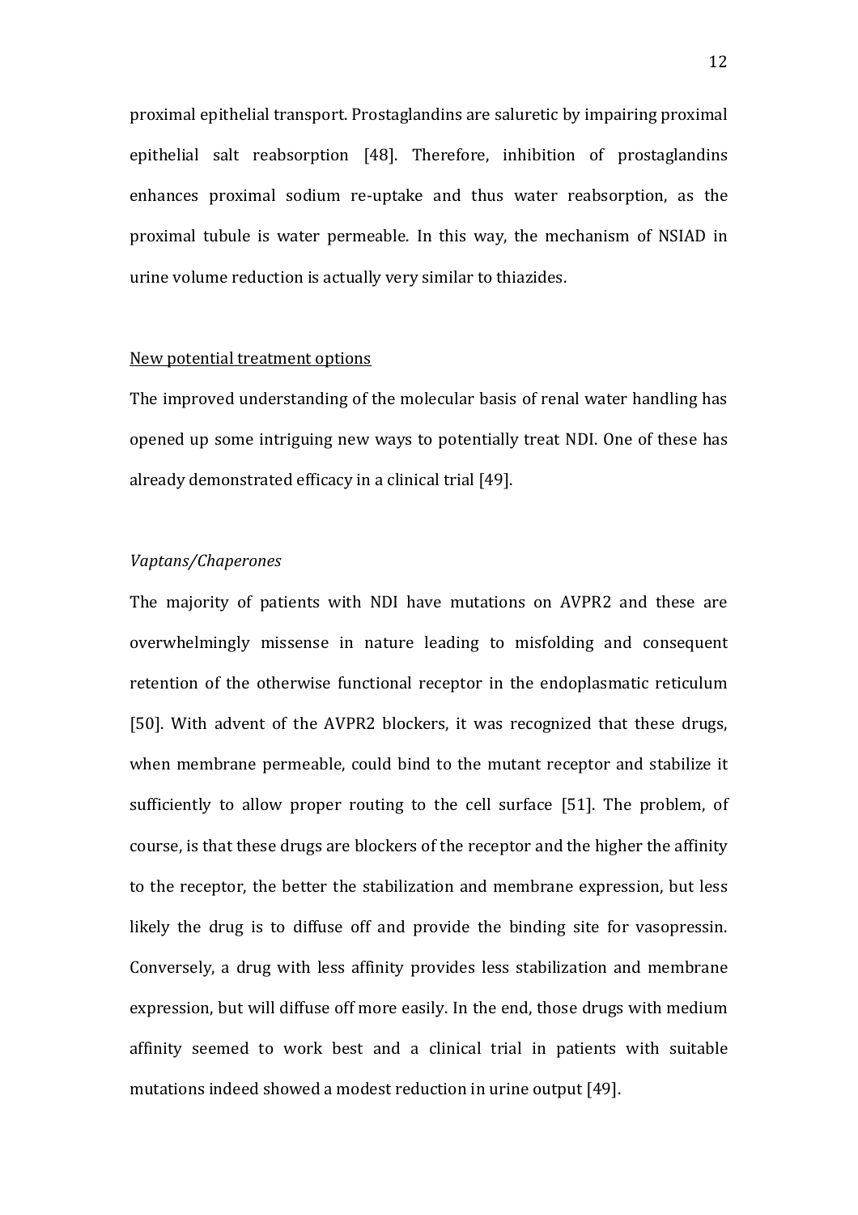proximal epithelial transport. Prostaglandins are saluretic by impairing proximal epithelial salt reabsorption [48]. Therefore, inhibition of prostaglandins enhances proximal sodium re-uptake and thus water reabsorption, as the proximal tubule is water permeable. In this way, the mechanism of NSIAD in urine volume reduction is actually very similar to thiazides.

<u>New potential treatment options</u>

The improved understanding of the molecular basis of renal water handling has opened up some intriguing new ways to potentially treat NDI. One of these has already demonstrated efficacy in a clinical trial [49].

*Vaptans/Chaperones*

The majority of patients with NDI have mutations on AVPR2 and these are overwhelmingly missense in nature leading to misfolding and consequent retention of the otherwise functional receptor in the endoplasmatic reticulum [50]. With advent of the AVPR2 blockers, it was recognized that these drugs, when membrane permeable, could bind to the mutant receptor and stabilize it sufficiently to allow proper routing to the cell surface [51]. The problem, of course, is that these drugs are blockers of the receptor and the higher the affinity to the receptor, the better the stabilization and membrane expression, but less likely the drug is to diffuse off and provide the binding site for vasopressin. Conversely, a drug with less affinity provides less stabilization and membrane expression, but will diffuse off more easily. In the end, those drugs with medium affinity seemed to work best and a clinical trial in patients with suitable mutations indeed showed a modest reduction in urine output [49].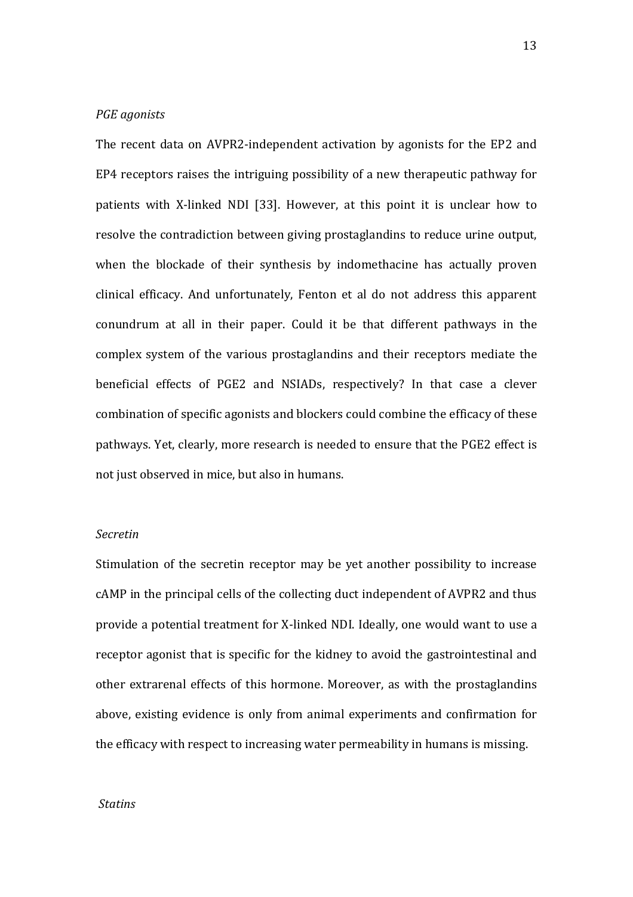*PGE agonists*

The recent data on AVPR2-independent activation by agonists for the EP2 and EP4 receptors raises the intriguing possibility of a new therapeutic pathway for patients with X-linked NDI [33]. However, at this point it is unclear how to resolve the contradiction between giving prostaglandins to reduce urine output, when the blockade of their synthesis by indomethacine has actually proven clinical efficacy. And unfortunately, Fenton et al do not address this apparent conundrum at all in their paper. Could it be that different pathways in the complex system of the various prostaglandins and their receptors mediate the beneficial effects of PGE2 and NSIADs, respectively? In that case a clever combination of specific agonists and blockers could combine the efficacy of these pathways. Yet, clearly, more research is needed to ensure that the PGE2 effect is not just observed in mice, but also in humans.

*Secretin*

Stimulation of the secretin receptor may be yet another possibility to increase cAMP in the principal cells of the collecting duct independent of AVPR2 and thus provide a potential treatment for X-linked NDI. Ideally, one would want to use a receptor agonist that is specific for the kidney to avoid the gastrointestinal and other extrarenal effects of this hormone. Moreover, as with the prostaglandins above, existing evidence is only from animal experiments and confirmation for the efficacy with respect to increasing water permeability in humans is missing.

*Statins*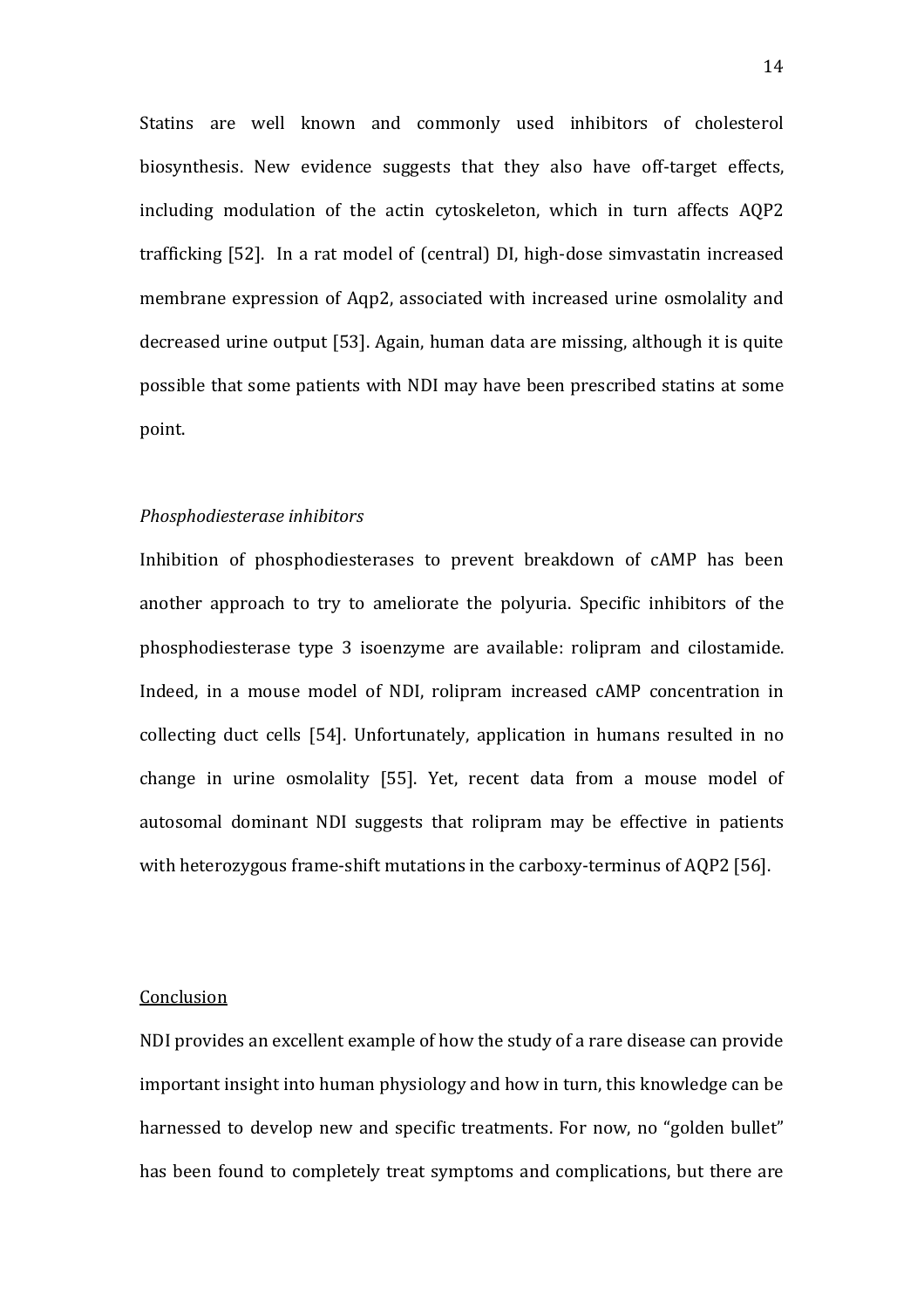Statins are well known and commonly used inhibitors of cholesterol biosynthesis. New evidence suggests that they also have off-target effects, including modulation of the actin cytoskeleton, which in turn affects AQP2 trafficking [52]. In a rat model of (central) DI, high-dose simvastatin increased membrane expression of Aqp2, associated with increased urine osmolality and decreased urine output [53]. Again, human data are missing, although it is quite possible that some patients with NDI may have been prescribed statins at some point.

*Phosphodiesterase inhibitors*

Inhibition of phosphodiesterases to prevent breakdown of cAMP has been another approach to try to ameliorate the polyuria. Specific inhibitors of the phosphodiesterase type 3 isoenzyme are available: rolipram and cilostamide. Indeed, in a mouse model of NDI, rolipram increased cAMP concentration in collecting duct cells [54]. Unfortunately, application in humans resulted in no change in urine osmolality [55]. Yet, recent data from a mouse model of autosomal dominant NDI suggests that rolipram may be effective in patients with heterozygous frame-shift mutations in the carboxy-terminus of AQP2 [56].

## Conclusion

NDI provides an excellent example of how the study of a rare disease can provide important insight into human physiology and how in turn, this knowledge can be harnessed to develop new and specific treatments. For now, no "golden bullet" has been found to completely treat symptoms and complications, but there are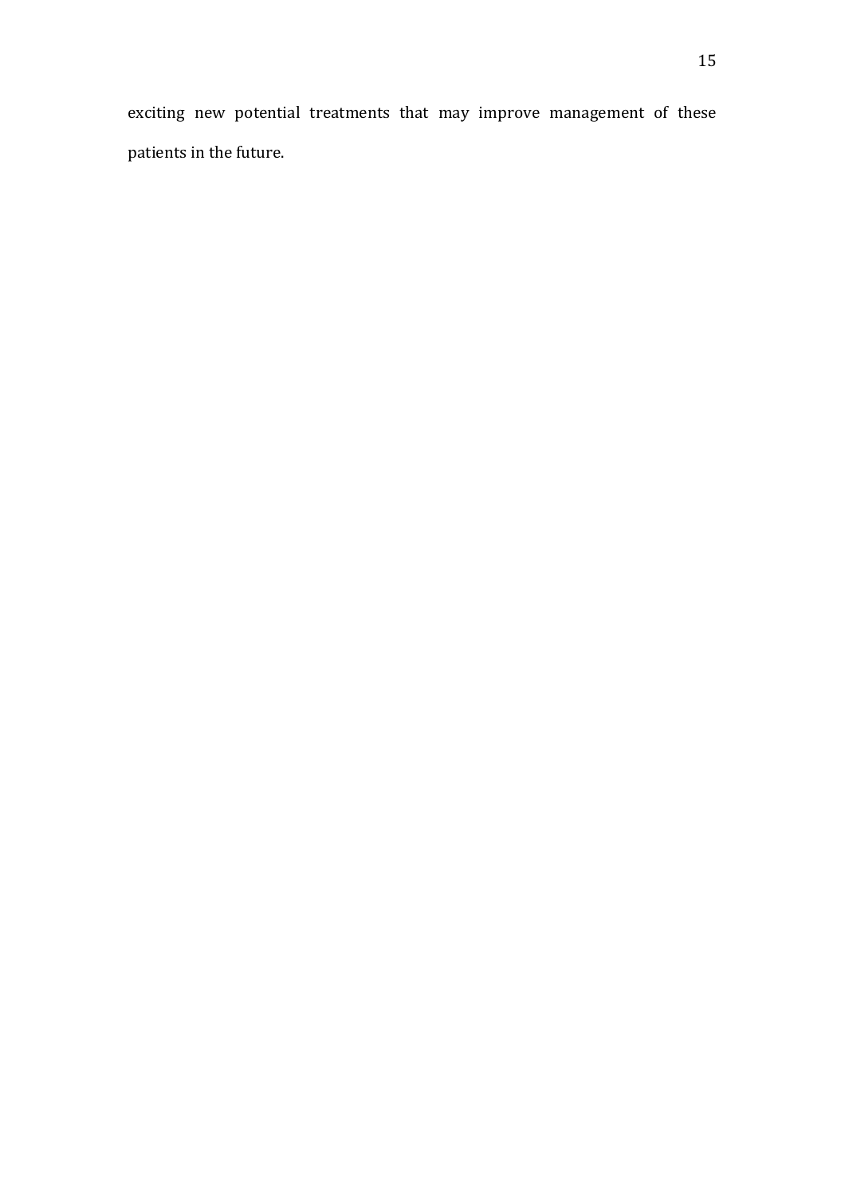exciting new potential treatments that may improve management of these patients in the future.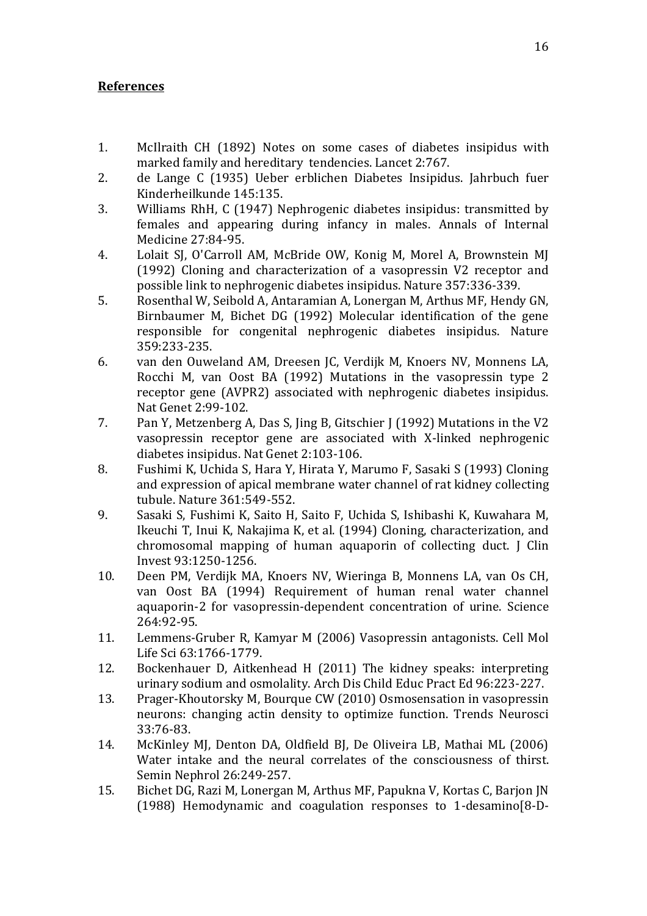## References

1. McIlraith CH (1892) Notes on some cases of diabetes insipidus with marked family and hereditary tendencies. Lancet 2:767.
2. de Lange C (1935) Ueber erblichen Diabetes Insipidus. Jahrbuch fuer Kinderheilkunde 145:135.
3. Williams RhH, C (1947) Nephrogenic diabetes insipidus: transmitted by females and appearing during infancy in males. Annals of Internal Medicine 27:84-95.
4. Lolait SJ, O'Carroll AM, McBride OW, Konig M, Morel A, Brownstein MJ (1992) Cloning and characterization of a vasopressin V2 receptor and possible link to nephrogenic diabetes insipidus. Nature 357:336-339.
5. Rosenthal W, Seibold A, Antaramian A, Lonergan M, Arthus MF, Hendy GN, Birnbaumer M, Bichet DG (1992) Molecular identification of the gene responsible for congenital nephrogenic diabetes insipidus. Nature 359:233-235.
6. van den Ouweland AM, Dreesen JC, Verdijk M, Knoers NV, Monnens LA, Rocchi M, van Oost BA (1992) Mutations in the vasopressin type 2 receptor gene (AVPR2) associated with nephrogenic diabetes insipidus. Nat Genet 2:99-102.
7. Pan Y, Metzenberg A, Das S, Jing B, Gitschier J (1992) Mutations in the V2 vasopressin receptor gene are associated with X-linked nephrogenic diabetes insipidus. Nat Genet 2:103-106.
8. Fushimi K, Uchida S, Hara Y, Hirata Y, Marumo F, Sasaki S (1993) Cloning and expression of apical membrane water channel of rat kidney collecting tubule. Nature 361:549-552.
9. Sasaki S, Fushimi K, Saito H, Saito F, Uchida S, Ishibashi K, Kuwahara M, Ikeuchi T, Inui K, Nakajima K, et al. (1994) Cloning, characterization, and chromosomal mapping of human aquaporin of collecting duct. J Clin Invest 93:1250-1256.
10. Deen PM, Verdijk MA, Knoers NV, Wieringa B, Monnens LA, van Os CH, van Oost BA (1994) Requirement of human renal water channel aquaporin-2 for vasopressin-dependent concentration of urine. Science 264:92-95.
11. Lemmens-Gruber R, Kamyar M (2006) Vasopressin antagonists. Cell Mol Life Sci 63:1766-1779.
12. Bockenhauer D, Aitkenhead H (2011) The kidney speaks: interpreting urinary sodium and osmolality. Arch Dis Child Educ Pract Ed 96:223-227.
13. Prager-Khoutorsky M, Bourque CW (2010) Osmosensation in vasopressin neurons: changing actin density to optimize function. Trends Neurosci 33:76-83.
14. McKinley MJ, Denton DA, Oldfield BJ, De Oliveira LB, Mathai ML (2006) Water intake and the neural correlates of the consciousness of thirst. Semin Nephrol 26:249-257.
15. Bichet DG, Razi M, Lonergan M, Arthus MF, Papukna V, Kortas C, Barjon JN (1988) Hemodynamic and coagulation responses to 1-desamino[8-D-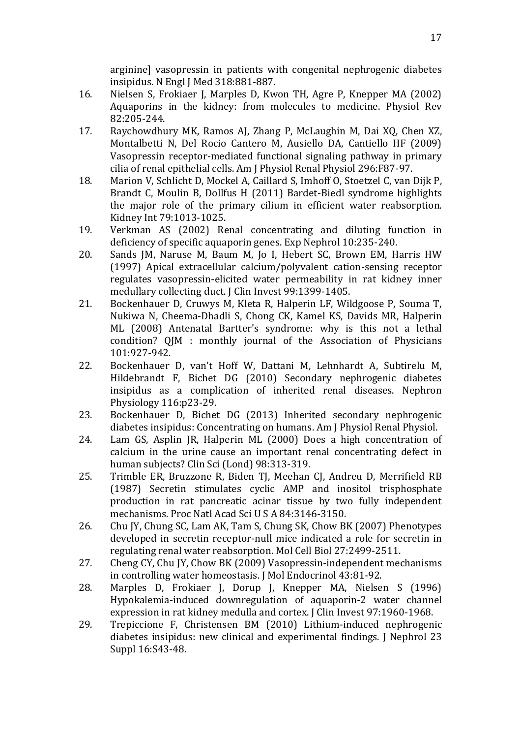arginine] vasopressin in patients with congenital nephrogenic diabetes insipidus. N Engl J Med 318:881-887.

16. Nielsen S, Frokiaer J, Marples D, Kwon TH, Agre P, Knepper MA (2002) Aquaporins in the kidney: from molecules to medicine. Physiol Rev 82:205-244.
17. Raychowdhury MK, Ramos AJ, Zhang P, McLaughin M, Dai XQ, Chen XZ, Montalbetti N, Del Rocio Cantero M, Ausiello DA, Cantiello HF (2009) Vasopressin receptor-mediated functional signaling pathway in primary cilia of renal epithelial cells. Am J Physiol Renal Physiol 296:F87-97.
18. Marion V, Schlicht D, Mockel A, Caillard S, Imhoff O, Stoetzel C, van Dijk P, Brandt C, Moulin B, Dollfus H (2011) Bardet-Biedl syndrome highlights the major role of the primary cilium in efficient water reabsorption. Kidney Int 79:1013-1025.
19. Verkman AS (2002) Renal concentrating and diluting function in deficiency of specific aquaporin genes. Exp Nephrol 10:235-240.
20. Sands JM, Naruse M, Baum M, Jo I, Hebert SC, Brown EM, Harris HW (1997) Apical extracellular calcium/polyvalent cation-sensing receptor regulates vasopressin-elicited water permeability in rat kidney inner medullary collecting duct. J Clin Invest 99:1399-1405.
21. Bockenhauer D, Cruwys M, Kleta R, Halperin LF, Wildgoose P, Souma T, Nukiwa N, Cheema-Dhadli S, Chong CK, Kamel KS, Davids MR, Halperin ML (2008) Antenatal Bartter's syndrome: why is this not a lethal condition? QJM : monthly journal of the Association of Physicians 101:927-942.
22. Bockenhauer D, van't Hoff W, Dattani M, Lehnhardt A, Subtirelu M, Hildebrandt F, Bichet DG (2010) Secondary nephrogenic diabetes insipidus as a complication of inherited renal diseases. Nephron Physiology 116:p23-29.
23. Bockenhauer D, Bichet DG (2013) Inherited secondary nephrogenic diabetes insipidus: Concentrating on humans. Am J Physiol Renal Physiol.
24. Lam GS, Asplin JR, Halperin ML (2000) Does a high concentration of calcium in the urine cause an important renal concentrating defect in human subjects? Clin Sci (Lond) 98:313-319.
25. Trimble ER, Bruzzone R, Biden TJ, Meehan CJ, Andreu D, Merrifield RB (1987) Secretin stimulates cyclic AMP and inositol trisphosphate production in rat pancreatic acinar tissue by two fully independent mechanisms. Proc Natl Acad Sci U S A 84:3146-3150.
26. Chu JY, Chung SC, Lam AK, Tam S, Chung SK, Chow BK (2007) Phenotypes developed in secretin receptor-null mice indicated a role for secretin in regulating renal water reabsorption. Mol Cell Biol 27:2499-2511.
27. Cheng CY, Chu JY, Chow BK (2009) Vasopressin-independent mechanisms in controlling water homeostasis. J Mol Endocrinol 43:81-92.
28. Marples D, Frokiaer J, Dorup J, Knepper MA, Nielsen S (1996) Hypokalemia-induced downregulation of aquaporin-2 water channel expression in rat kidney medulla and cortex. J Clin Invest 97:1960-1968.
29. Trepiccione F, Christensen BM (2010) Lithium-induced nephrogenic diabetes insipidus: new clinical and experimental findings. J Nephrol 23 Suppl 16:S43-48.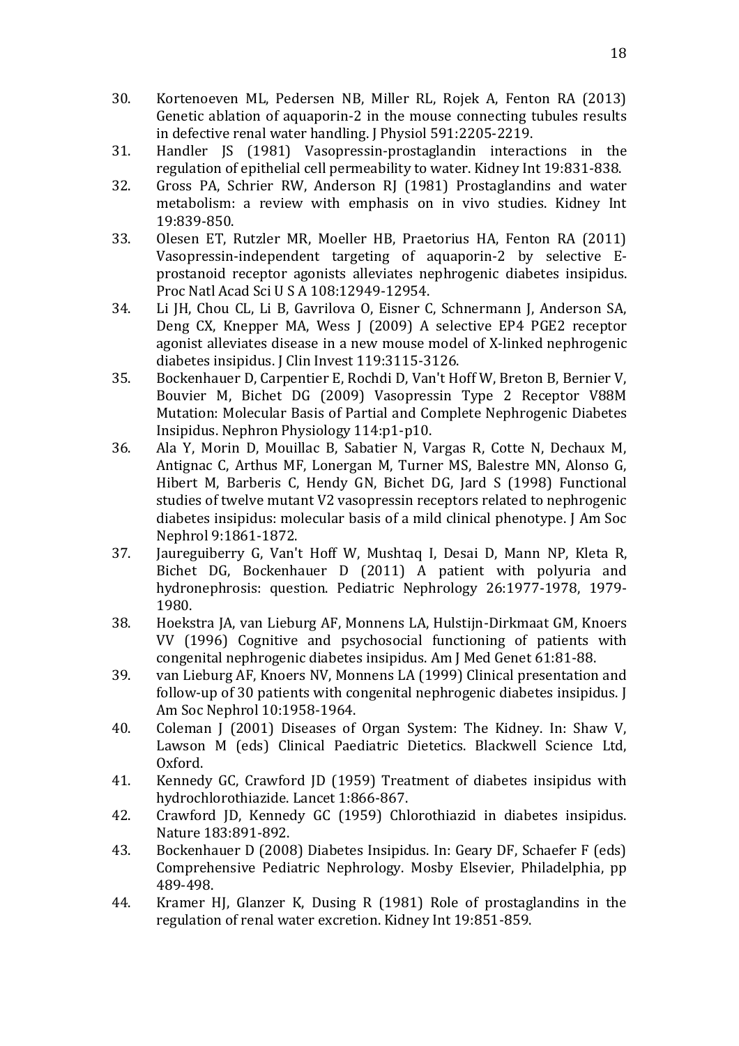30. Kortenoeven ML, Pedersen NB, Miller RL, Rojek A, Fenton RA (2013) Genetic ablation of aquaporin-2 in the mouse connecting tubules results in defective renal water handling. J Physiol 591:2205-2219.
31. Handler JS (1981) Vasopressin-prostaglandin interactions in the regulation of epithelial cell permeability to water. Kidney Int 19:831-838.
32. Gross PA, Schrier RW, Anderson RJ (1981) Prostaglandins and water metabolism: a review with emphasis on in vivo studies. Kidney Int 19:839-850.
33. Olesen ET, Rutzler MR, Moeller HB, Praetorius HA, Fenton RA (2011) Vasopressin-independent targeting of aquaporin-2 by selective E-prostanoid receptor agonists alleviates nephrogenic diabetes insipidus. Proc Natl Acad Sci U S A 108:12949-12954.
34. Li JH, Chou CL, Li B, Gavrilova O, Eisner C, Schnermann J, Anderson SA, Deng CX, Knepper MA, Wess J (2009) A selective EP4 PGE2 receptor agonist alleviates disease in a new mouse model of X-linked nephrogenic diabetes insipidus. J Clin Invest 119:3115-3126.
35. Bockenhauer D, Carpentier E, Rochdi D, Van't Hoff W, Breton B, Bernier V, Bouvier M, Bichet DG (2009) Vasopressin Type 2 Receptor V88M Mutation: Molecular Basis of Partial and Complete Nephrogenic Diabetes Insipidus. Nephron Physiology 114:p1-p10.
36. Ala Y, Morin D, Mouillac B, Sabatier N, Vargas R, Cotte N, Dechaux M, Antignac C, Arthus MF, Lonergan M, Turner MS, Balestre MN, Alonso G, Hibert M, Barberis C, Hendy GN, Bichet DG, Jard S (1998) Functional studies of twelve mutant V2 vasopressin receptors related to nephrogenic diabetes insipidus: molecular basis of a mild clinical phenotype. J Am Soc Nephrol 9:1861-1872.
37. Jaureguiberry G, Van't Hoff W, Mushtaq I, Desai D, Mann NP, Kleta R, Bichet DG, Bockenhauer D (2011) A patient with polyuria and hydronephrosis: question. Pediatric Nephrology 26:1977-1978, 1979-1980.
38. Hoekstra JA, van Lieburg AF, Monnens LA, Hulstijn-Dirkmaat GM, Knoers VV (1996) Cognitive and psychosocial functioning of patients with congenital nephrogenic diabetes insipidus. Am J Med Genet 61:81-88.
39. van Lieburg AF, Knoers NV, Monnens LA (1999) Clinical presentation and follow-up of 30 patients with congenital nephrogenic diabetes insipidus. J Am Soc Nephrol 10:1958-1964.
40. Coleman J (2001) Diseases of Organ System: The Kidney. In: Shaw V, Lawson M (eds) Clinical Paediatric Dietetics. Blackwell Science Ltd, Oxford.
41. Kennedy GC, Crawford JD (1959) Treatment of diabetes insipidus with hydrochlorothiazide. Lancet 1:866-867.
42. Crawford JD, Kennedy GC (1959) Chlorothiazid in diabetes insipidus. Nature 183:891-892.
43. Bockenhauer D (2008) Diabetes Insipidus. In: Geary DF, Schaefer F (eds) Comprehensive Pediatric Nephrology. Mosby Elsevier, Philadelphia, pp 489-498.
44. Kramer HJ, Glanzer K, Dusing R (1981) Role of prostaglandins in the regulation of renal water excretion. Kidney Int 19:851-859.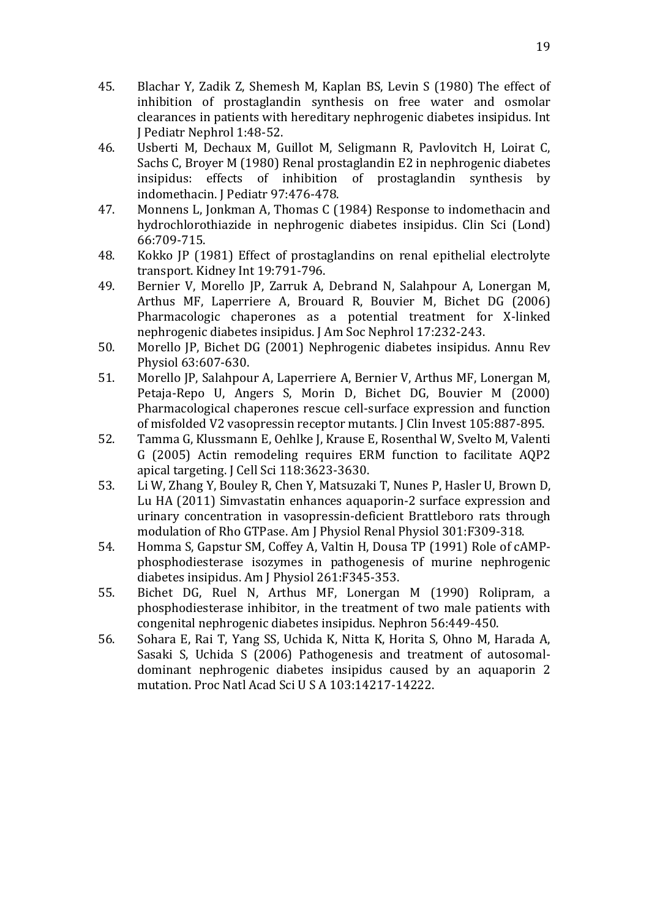45. Blachar Y, Zadik Z, Shemesh M, Kaplan BS, Levin S (1980) The effect of inhibition of prostaglandin synthesis on free water and osmolar clearances in patients with hereditary nephrogenic diabetes insipidus. Int J Pediatr Nephrol 1:48-52.
46. Usberti M, Dechaux M, Guillot M, Seligmann R, Pavlovitch H, Loirat C, Sachs C, Broyer M (1980) Renal prostaglandin E2 in nephrogenic diabetes insipidus: effects of inhibition of prostaglandin synthesis by indomethacin. J Pediatr 97:476-478.
47. Monnens L, Jonkman A, Thomas C (1984) Response to indomethacin and hydrochlorothiazide in nephrogenic diabetes insipidus. Clin Sci (Lond) 66:709-715.
48. Kokko JP (1981) Effect of prostaglandins on renal epithelial electrolyte transport. Kidney Int 19:791-796.
49. Bernier V, Morello JP, Zarruk A, Debrand N, Salahpour A, Lonergan M, Arthus MF, Laperriere A, Brouard R, Bouvier M, Bichet DG (2006) Pharmacologic chaperones as a potential treatment for X-linked nephrogenic diabetes insipidus. J Am Soc Nephrol 17:232-243.
50. Morello JP, Bichet DG (2001) Nephrogenic diabetes insipidus. Annu Rev Physiol 63:607-630.
51. Morello JP, Salahpour A, Laperriere A, Bernier V, Arthus MF, Lonergan M, Petaja-Repo U, Angers S, Morin D, Bichet DG, Bouvier M (2000) Pharmacological chaperones rescue cell-surface expression and function of misfolded V2 vasopressin receptor mutants. J Clin Invest 105:887-895.
52. Tamma G, Klussmann E, Oehlke J, Krause E, Rosenthal W, Svelto M, Valenti G (2005) Actin remodeling requires ERM function to facilitate AQP2 apical targeting. J Cell Sci 118:3623-3630.
53. Li W, Zhang Y, Bouley R, Chen Y, Matsuzaki T, Nunes P, Hasler U, Brown D, Lu HA (2011) Simvastatin enhances aquaporin-2 surface expression and urinary concentration in vasopressin-deficient Brattleboro rats through modulation of Rho GTPase. Am J Physiol Renal Physiol 301:F309-318.
54. Homma S, Gapstur SM, Coffey A, Valtin H, Dousa TP (1991) Role of cAMP-phosphodiesterase isozymes in pathogenesis of murine nephrogenic diabetes insipidus. Am J Physiol 261:F345-353.
55. Bichet DG, Ruel N, Arthus MF, Lonergan M (1990) Rolipram, a phosphodiesterase inhibitor, in the treatment of two male patients with congenital nephrogenic diabetes insipidus. Nephron 56:449-450.
56. Sohara E, Rai T, Yang SS, Uchida K, Nitta K, Horita S, Ohno M, Harada A, Sasaki S, Uchida S (2006) Pathogenesis and treatment of autosomal-dominant nephrogenic diabetes insipidus caused by an aquaporin 2 mutation. Proc Natl Acad Sci U S A 103:14217-14222.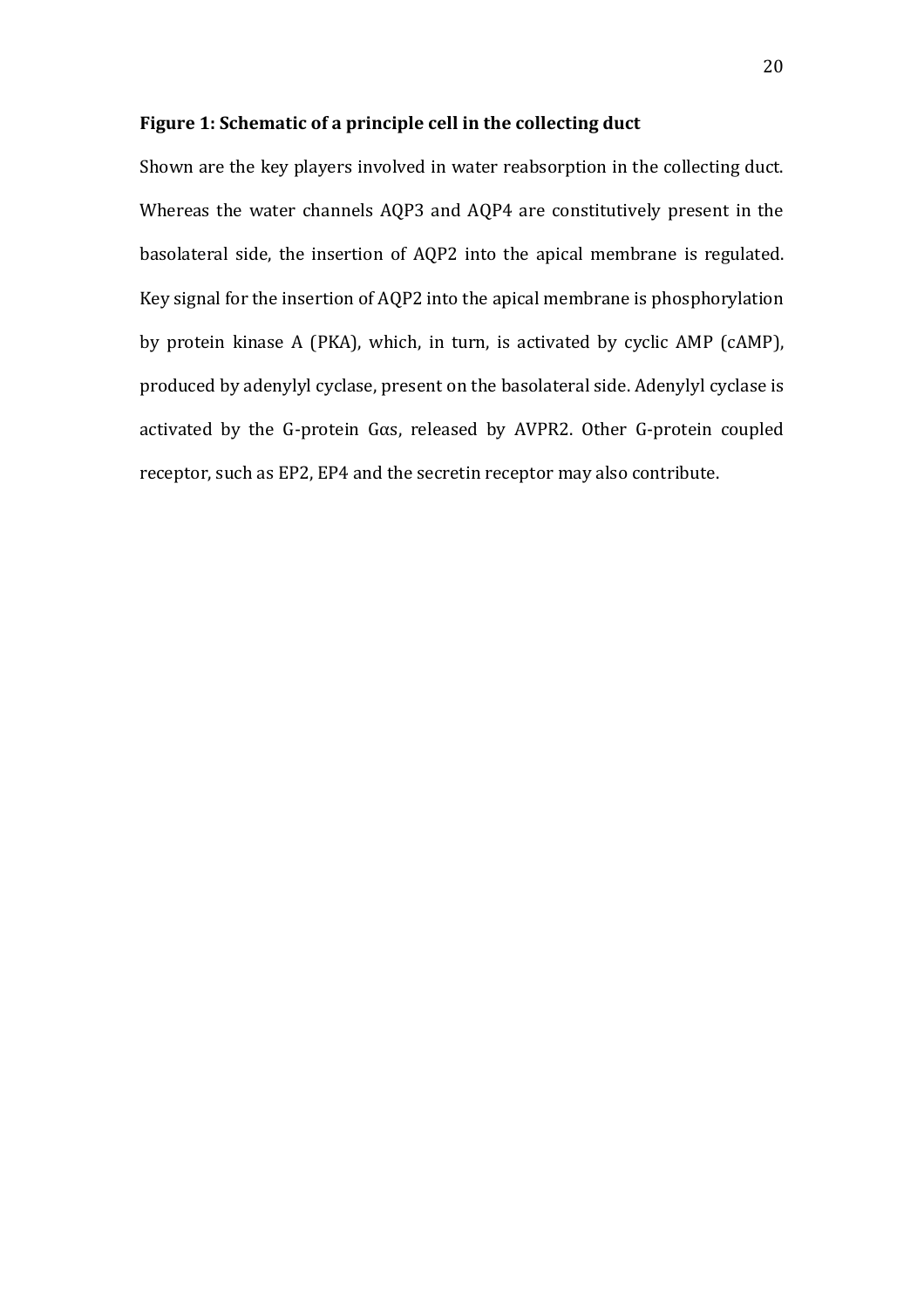**Figure 1: Schematic of a principle cell in the collecting duct**

Shown are the key players involved in water reabsorption in the collecting duct. Whereas the water channels AQP3 and AQP4 are constitutively present in the basolateral side, the insertion of AQP2 into the apical membrane is regulated. Key signal for the insertion of AQP2 into the apical membrane is phosphorylation by protein kinase A (PKA), which, in turn, is activated by cyclic AMP (cAMP), produced by adenylyl cyclase, present on the basolateral side. Adenylyl cyclase is activated by the G-protein Gαs, released by AVPR2. Other G-protein coupled receptor, such as EP2, EP4 and the secretin receptor may also contribute.